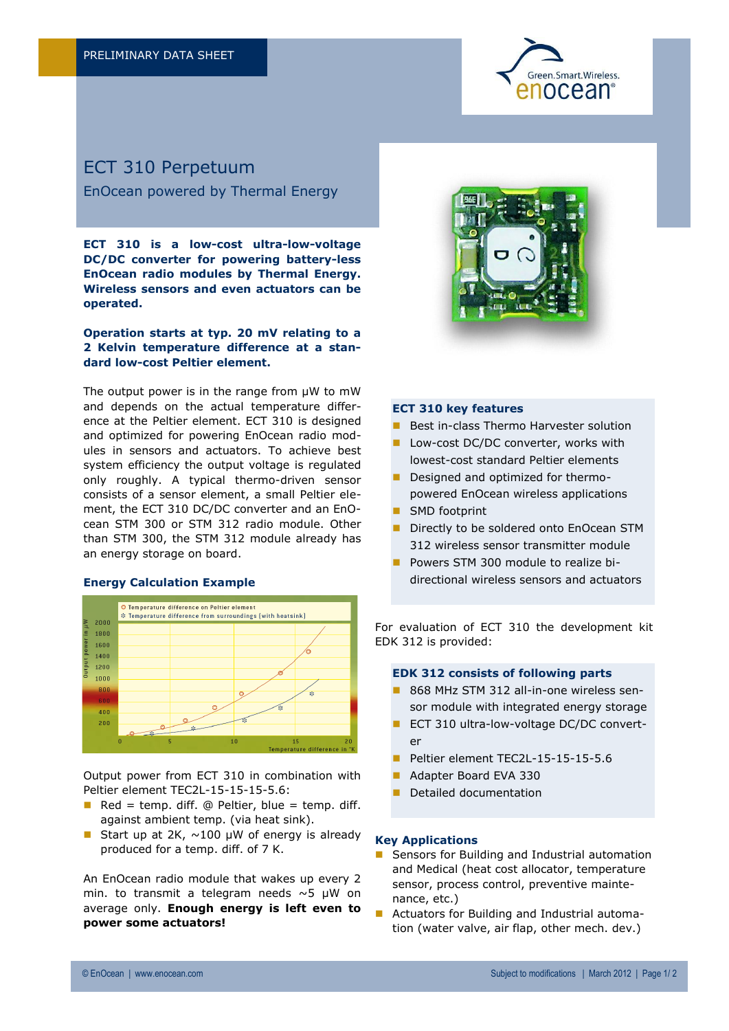PRELIMINARY DATA SHEET

# ECT 310 Perpetuum

## EnOcean powered by Thermal Energy

**ECT 310 is a low-cost ultra-low-voltage DC/DC converter for powering battery-less EnOcean radio modules by Thermal Energy. Wireless sensors and even actuators can be operated.**

**Operation starts at typ. 20 mV relating to a 2 Kelvin temperature difference at a standard low-cost Peltier element.**

The output power is in the range from µW to mW and depends on the actual temperature difference at the Peltier element. ECT 310 is designed and optimized for powering EnOcean radio modules in sensors and actuators. To achieve best system efficiency the output voltage is regulated only roughly. A typical thermo-driven sensor consists of a sensor element, a small Peltier element, the ECT 310 DC/DC converter and an EnOcean STM 300 or STM 312 radio module. Other than STM 300, the STM 312 module already has an energy storage on board.

### Energy Calculation Example

Output power from ECT 310 in combination with Peltier element TEC2L-15-15-15-5.6:

- Red = temp. diff. @ Peltier, blue = temp. diff. against ambient temp. (via heat sink).
- Start up at 2K, ~100 µW of energy is already produced for a temp. diff. of 7 K.

An EnOcean radio module that wakes up every 2 min. to transmit a telegram needs ~5 µW on average only. **Enough energy is left even to power some actuators!**

### ECT 310 key features

- Best in-class Thermo Harvester solution
- Low-cost DC/DC converter, works with lowest-cost standard Peltier elements
- Designed and optimized for thermo-powered EnOcean wireless applications
- SMD footprint
- Directly to be soldered onto EnOcean STM 312 wireless sensor transmitter module
- Powers STM 300 module to realize bi-directional wireless sensors and actuators

For evaluation of ECT 310 the development kit EDK 312 is provided:

### EDK 312 consists of following parts

- 868 MHz STM 312 all-in-one wireless sensor module with integrated energy storage
- ECT 310 ultra-low-voltage DC/DC converter
- Peltier element TEC2L-15-15-15-5.6
- Adapter Board EVA 330
- Detailed documentation

### Key Applications

- Sensors for Building and Industrial automation and Medical (heat cost allocator, temperature sensor, process control, preventive maintenance, etc.)
- Actuators for Building and Industrial automation (water valve, air flap, other mech. dev.)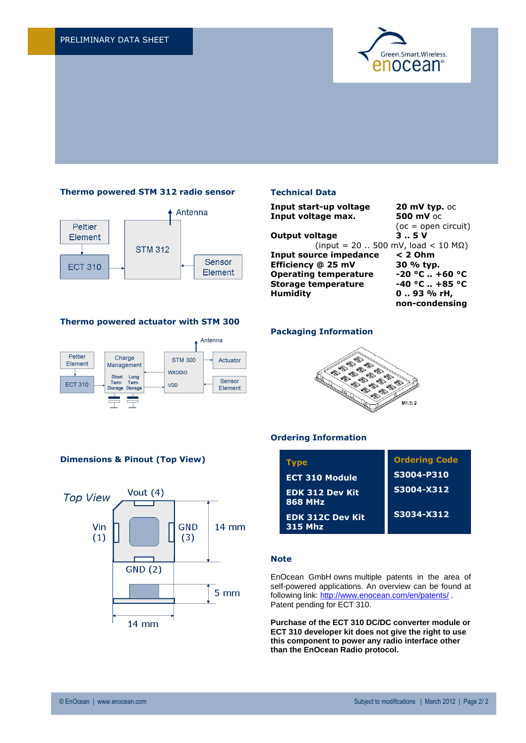PRELIMINARY DATA SHEET

## Thermo powered STM 312 radio sensor

Antenna

Peltier Element

ECT 310

STM 312

Sensor Element

## Thermo powered actuator with STM 300

Antenna

Peltier Element

ECT 310

Charge Management

Short Term Storage

Long Term Storage

STM 300

WXODIO

VDD

Actuator

Sensor Element

## Dimensions & Pinout (Top View)

Top View

Vout (4)

Vin (1)

GND (3)

GND (2)

14 mm

5 mm

14 mm

## Technical Data

| | |
|---|---|
| **Input start-up voltage** | **20 mV typ.** oc |
| **Input voltage max.** | **500 mV** oc |
| | (oc = open circuit) |
| **Output voltage** | **3 .. 5 V** |
| (input = 20 .. 500 mV, load < 10 MΩ) | |
| **Input source impedance** | **< 2 Ohm** |
| **Efficiency @ 25 mV** | **30 % typ.** |
| **Operating temperature** | **-20 °C .. +60 °C** |
| **Storage temperature** | **-40 °C .. +85 °C** |
| **Humidity** | **0 .. 93 % rH, non-condensing** |

## Packaging Information

M1.5: 2

## Ordering Information

| Type | Ordering Code |
|---|---|
| **ECT 310 Module** | **S3004-P310** |
| **EDK 312 Dev Kit 868 MHz** | **S3004-X312** |
| **EDK 312C Dev Kit 315 Mhz** | **S3034-X312** |

## Note

EnOcean GmbH owns multiple patents in the area of self-powered applications. An overview can be found at following link: http://www.enocean.com/en/patents/ . Patent pending for ECT 310.

**Purchase of the ECT 310 DC/DC converter module or ECT 310 developer kit does not give the right to use this component to power any radio interface other than the EnOcean Radio protocol.**